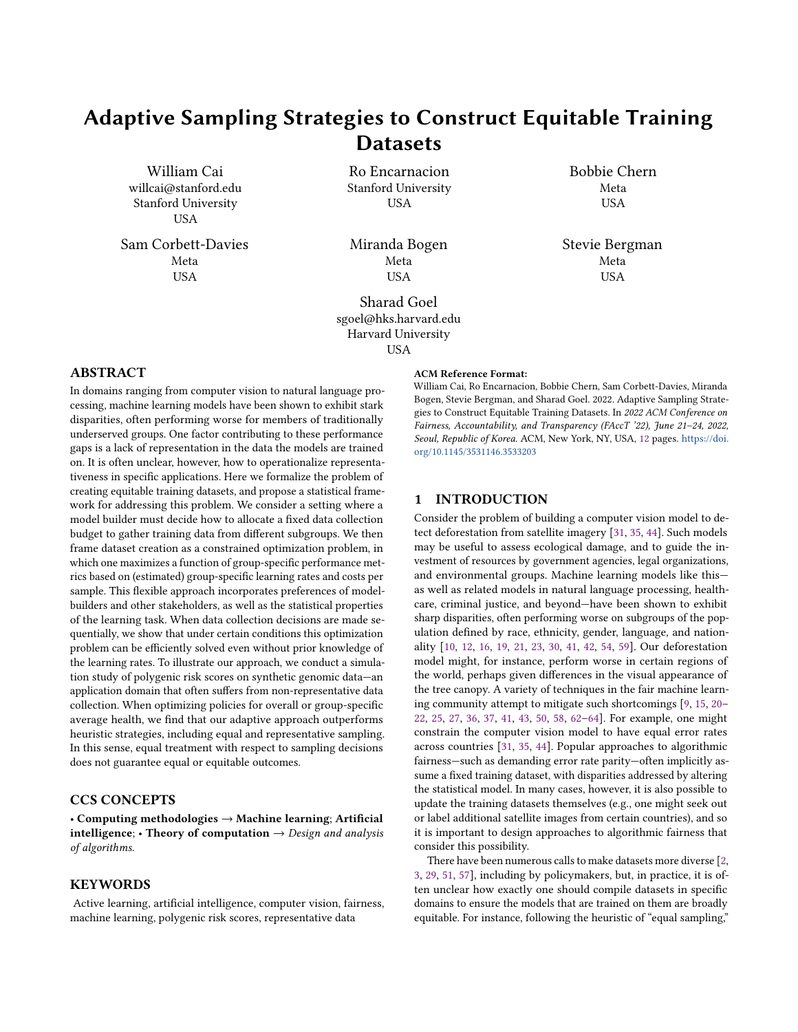# Adaptive Sampling Strategies to Construct Equitable Training Datasets

William Cai
willcai@stanford.edu
Stanford University
USA

Ro Encarnacion
Stanford University
USA

Bobbie Chern
Meta
USA

Sam Corbett-Davies
Meta
USA

Miranda Bogen
Meta
USA

Stevie Bergman
Meta
USA

Sharad Goel
sgoel@hks.harvard.edu
Harvard University
USA

## ABSTRACT

In domains ranging from computer vision to natural language processing, machine learning models have been shown to exhibit stark disparities, often performing worse for members of traditionally underserved groups. One factor contributing to these performance gaps is a lack of representation in the data the models are trained on. It is often unclear, however, how to operationalize representativeness in specific applications. Here we formalize the problem of creating equitable training datasets, and propose a statistical framework for addressing this problem. We consider a setting where a model builder must decide how to allocate a fixed data collection budget to gather training data from different subgroups. We then frame dataset creation as a constrained optimization problem, in which one maximizes a function of group-specific performance metrics based on (estimated) group-specific learning rates and costs per sample. This flexible approach incorporates preferences of model-builders and other stakeholders, as well as the statistical properties of the learning task. When data collection decisions are made sequentially, we show that under certain conditions this optimization problem can be efficiently solved even without prior knowledge of the learning rates. To illustrate our approach, we conduct a simulation study of polygenic risk scores on synthetic genomic data—an application domain that often suffers from non-representative data collection. When optimizing policies for overall or group-specific average health, we find that our adaptive approach outperforms heuristic strategies, including equal and representative sampling. In this sense, equal treatment with respect to sampling decisions does not guarantee equal or equitable outcomes.

## CCS CONCEPTS

• **Computing methodologies** → **Machine learning**; **Artificial intelligence**; • **Theory of computation** → *Design and analysis of algorithms.*

## KEYWORDS

Active learning, artificial intelligence, computer vision, fairness, machine learning, polygenic risk scores, representative data

**ACM Reference Format:**
William Cai, Ro Encarnacion, Bobbie Chern, Sam Corbett-Davies, Miranda Bogen, Stevie Bergman, and Sharad Goel. 2022. Adaptive Sampling Strategies to Construct Equitable Training Datasets. In *2022 ACM Conference on Fairness, Accountability, and Transparency (FAccT '22), June 21–24, 2022, Seoul, Republic of Korea.* ACM, New York, NY, USA, 12 pages. https://doi.org/10.1145/3531146.3533203

## 1 INTRODUCTION

Consider the problem of building a computer vision model to detect deforestation from satellite imagery [31, 35, 44]. Such models may be useful to assess ecological damage, and to guide the investment of resources by government agencies, legal organizations, and environmental groups. Machine learning models like this—as well as related models in natural language processing, healthcare, criminal justice, and beyond—have been shown to exhibit sharp disparities, often performing worse on subgroups of the population defined by race, ethnicity, gender, language, and nationality [10, 12, 16, 19, 21, 23, 30, 41, 42, 54, 59]. Our deforestation model might, for instance, perform worse in certain regions of the world, perhaps given differences in the visual appearance of the tree canopy. A variety of techniques in the fair machine learning community attempt to mitigate such shortcomings [9, 15, 20–22, 25, 27, 36, 37, 41, 43, 50, 58, 62–64]. For example, one might constrain the computer vision model to have equal error rates across countries [31, 35, 44]. Popular approaches to algorithmic fairness—such as demanding error rate parity—often implicitly assume a fixed training dataset, with disparities addressed by altering the statistical model. In many cases, however, it is also possible to update the training datasets themselves (e.g., one might seek out or label additional satellite images from certain countries), and so it is important to design approaches to algorithmic fairness that consider this possibility.

There have been numerous calls to make datasets more diverse [2, 3, 29, 51, 57], including by policymakers, but, in practice, it is often unclear how exactly one should compile datasets in specific domains to ensure the models that are trained on them are broadly equitable. For instance, following the heuristic of "equal sampling,"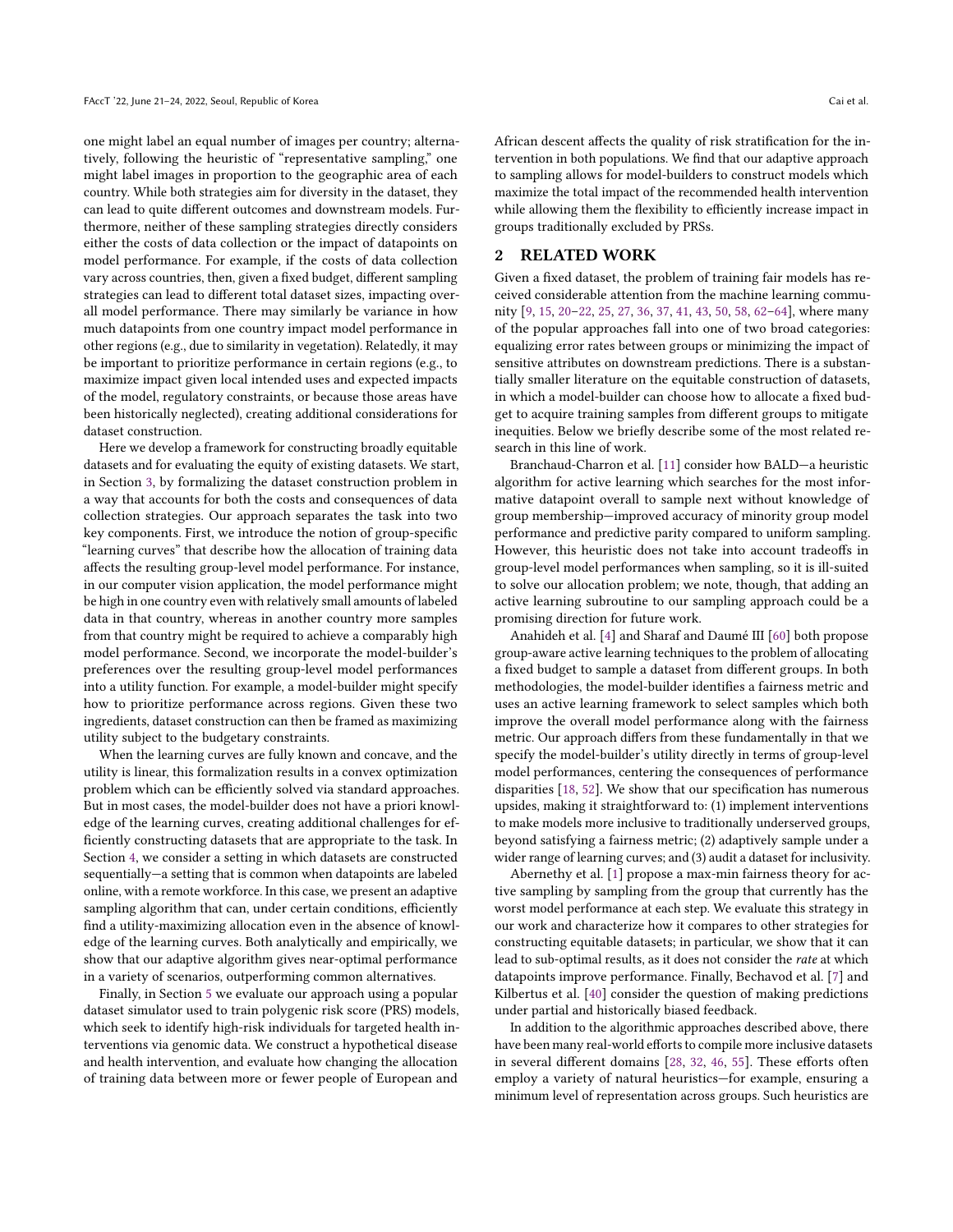one might label an equal number of images per country; alternatively, following the heuristic of "representative sampling," one might label images in proportion to the geographic area of each country. While both strategies aim for diversity in the dataset, they can lead to quite different outcomes and downstream models. Furthermore, neither of these sampling strategies directly considers either the costs of data collection or the impact of datapoints on model performance. For example, if the costs of data collection vary across countries, then, given a fixed budget, different sampling strategies can lead to different total dataset sizes, impacting overall model performance. There may similarly be variance in how much datapoints from one country impact model performance in other regions (e.g., due to similarity in vegetation). Relatedly, it may be important to prioritize performance in certain regions (e.g., to maximize impact given local intended uses and expected impacts of the model, regulatory constraints, or because those areas have been historically neglected), creating additional considerations for dataset construction.

Here we develop a framework for constructing broadly equitable datasets and for evaluating the equity of existing datasets. We start, in Section 3, by formalizing the dataset construction problem in a way that accounts for both the costs and consequences of data collection strategies. Our approach separates the task into two key components. First, we introduce the notion of group-specific "learning curves" that describe how the allocation of training data affects the resulting group-level model performance. For instance, in our computer vision application, the model performance might be high in one country even with relatively small amounts of labeled data in that country, whereas in another country more samples from that country might be required to achieve a comparably high model performance. Second, we incorporate the model-builder's preferences over the resulting group-level model performances into a utility function. For example, a model-builder might specify how to prioritize performance across regions. Given these two ingredients, dataset construction can then be framed as maximizing utility subject to the budgetary constraints.

When the learning curves are fully known and concave, and the utility is linear, this formalization results in a convex optimization problem which can be efficiently solved via standard approaches. But in most cases, the model-builder does not have a priori knowledge of the learning curves, creating additional challenges for efficiently constructing datasets that are appropriate to the task. In Section 4, we consider a setting in which datasets are constructed sequentially—a setting that is common when datapoints are labeled online, with a remote workforce. In this case, we present an adaptive sampling algorithm that can, under certain conditions, efficiently find a utility-maximizing allocation even in the absence of knowledge of the learning curves. Both analytically and empirically, we show that our adaptive algorithm gives near-optimal performance in a variety of scenarios, outperforming common alternatives.

Finally, in Section 5 we evaluate our approach using a popular dataset simulator used to train polygenic risk score (PRS) models, which seek to identify high-risk individuals for targeted health interventions via genomic data. We construct a hypothetical disease and health intervention, and evaluate how changing the allocation of training data between more or fewer people of European and African descent affects the quality of risk stratification for the intervention in both populations. We find that our adaptive approach to sampling allows for model-builders to construct models which maximize the total impact of the recommended health intervention while allowing them the flexibility to efficiently increase impact in groups traditionally excluded by PRSs.

## 2 RELATED WORK

Given a fixed dataset, the problem of training fair models has received considerable attention from the machine learning community [9, 15, 20–22, 25, 27, 36, 37, 41, 43, 50, 58, 62–64], where many of the popular approaches fall into one of two broad categories: equalizing error rates between groups or minimizing the impact of sensitive attributes on downstream predictions. There is a substantially smaller literature on the equitable construction of datasets, in which a model-builder can choose how to allocate a fixed budget to acquire training samples from different groups to mitigate inequities. Below we briefly describe some of the most related research in this line of work.

Branchaud-Charron et al. [11] consider how BALD—a heuristic algorithm for active learning which searches for the most informative datapoint overall to sample next without knowledge of group membership—improved accuracy of minority group model performance and predictive parity compared to uniform sampling. However, this heuristic does not take into account tradeoffs in group-level model performances when sampling, so it is ill-suited to solve our allocation problem; we note, though, that adding an active learning subroutine to our sampling approach could be a promising direction for future work.

Anahideh et al. [4] and Sharaf and Daumé III [60] both propose group-aware active learning techniques to the problem of allocating a fixed budget to sample a dataset from different groups. In both methodologies, the model-builder identifies a fairness metric and uses an active learning framework to select samples which both improve the overall model performance along with the fairness metric. Our approach differs from these fundamentally in that we specify the model-builder's utility directly in terms of group-level model performances, centering the consequences of performance disparities [18, 52]. We show that our specification has numerous upsides, making it straightforward to: (1) implement interventions to make models more inclusive to traditionally underserved groups, beyond satisfying a fairness metric; (2) adaptively sample under a wider range of learning curves; and (3) audit a dataset for inclusivity.

Abernethy et al. [1] propose a max-min fairness theory for active sampling by sampling from the group that currently has the worst model performance at each step. We evaluate this strategy in our work and characterize how it compares to other strategies for constructing equitable datasets; in particular, we show that it can lead to sub-optimal results, as it does not consider the *rate* at which datapoints improve performance. Finally, Bechavod et al. [7] and Kilbertus et al. [40] consider the question of making predictions under partial and historically biased feedback.

In addition to the algorithmic approaches described above, there have been many real-world efforts to compile more inclusive datasets in several different domains [28, 32, 46, 55]. These efforts often employ a variety of natural heuristics—for example, ensuring a minimum level of representation across groups. Such heuristics are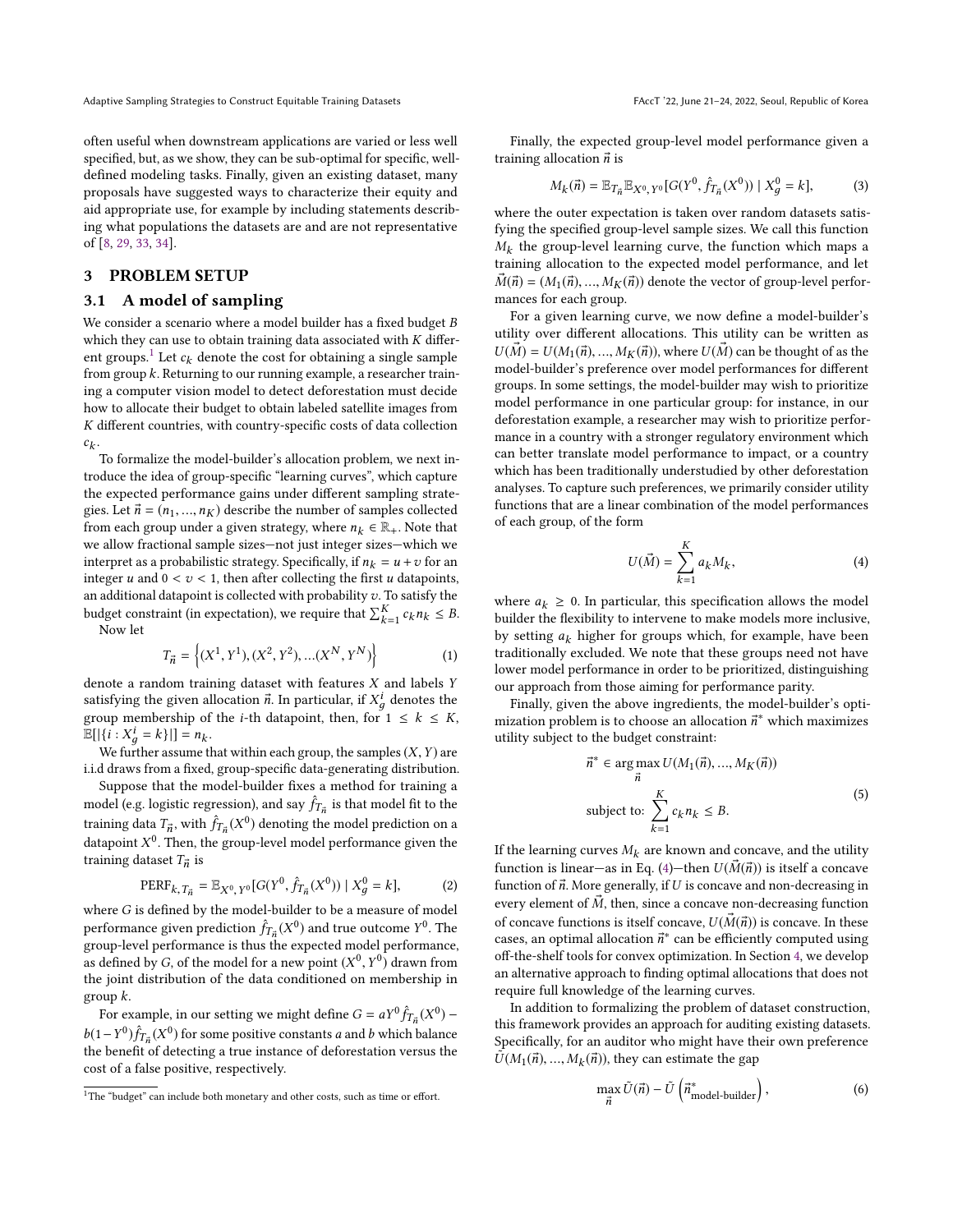often useful when downstream applications are varied or less well specified, but, as we show, they can be sub-optimal for specific, well-defined modeling tasks. Finally, given an existing dataset, many proposals have suggested ways to characterize their equity and aid appropriate use, for example by including statements describing what populations the datasets are and are not representative of [8, 29, 33, 34].

## 3 PROBLEM SETUP

### 3.1 A model of sampling

We consider a scenario where a model builder has a fixed budget $B$ which they can use to obtain training data associated with $K$ different groups.[1] Let $c_k$ denote the cost for obtaining a single sample from group $k$. Returning to our running example, a researcher training a computer vision model to detect deforestation must decide how to allocate their budget to obtain labeled satellite images from $K$ different countries, with country-specific costs of data collection $c_k$.

To formalize the model-builder's allocation problem, we next introduce the idea of group-specific "learning curves", which capture the expected performance gains under different sampling strategies. Let $\vec{n} = (n_1, ..., n_K)$ describe the number of samples collected from each group under a given strategy, where $n_k \in \mathbb{R}_+$. Note that we allow fractional sample sizes—not just integer sizes—which we interpret as a probabilistic strategy. Specifically, if $n_k = u + v$ for an integer $u$ and $0 < v < 1$, then after collecting the first $u$ datapoints, an additional datapoint is collected with probability $v$. To satisfy the budget constraint (in expectation), we require that $\sum_{k=1}^{K} c_k n_k \leq B$.

Now let

$$T_{\vec{n}} = \left\{(X^1, Y^1), (X^2, Y^2), ...(X^N, Y^N)\right\} \tag{1}$$

denote a random training dataset with features $X$ and labels $Y$ satisfying the given allocation $\vec{n}$. In particular, if $X_g^i$ denotes the group membership of the $i$-th datapoint, then, for $1 \leq k \leq K$, $\mathbb{E}[|\{i : X_g^i = k\}|] = n_k$.

We further assume that within each group, the samples $(X, Y)$ are i.i.d draws from a fixed, group-specific data-generating distribution.

Suppose that the model-builder fixes a method for training a model (e.g. logistic regression), and say $\hat{f}_{T_{\vec{n}}}$ is that model fit to the training data $T_{\vec{n}}$, with $\hat{f}_{T_{\vec{n}}}(X^0)$ denoting the model prediction on a datapoint $X^0$. Then, the group-level model performance given the training dataset $T_{\vec{n}}$ is

$$\text{PERF}_{k, T_{\vec{n}}} = \mathbb{E}_{X^0, Y^0}[G(Y^0, \hat{f}_{T_{\vec{n}}}(X^0)) \mid X_g^0 = k], \tag{2}$$

where $G$ is defined by the model-builder to be a measure of model performance given prediction $\hat{f}_{T_{\vec{n}}}(X^0)$ and true outcome $Y^0$. The group-level performance is thus the expected model performance, as defined by $G$, of the model for a new point $(X^0, Y^0)$ drawn from the joint distribution of the data conditioned on membership in group $k$.

For example, in our setting we might define $G = aY^0 \hat{f}_{T_{\vec{n}}}(X^0) - b(1 - Y^0)\hat{f}_{T_{\vec{n}}}(X^0)$ for some positive constants $a$ and $b$ which balance the benefit of detecting a true instance of deforestation versus the cost of a false positive, respectively.

[1] The "budget" can include both monetary and other costs, such as time or effort.

Finally, the expected group-level model performance given a training allocation $\vec{n}$ is

$$M_k(\vec{n}) = \mathbb{E}_{T_{\vec{n}}} \mathbb{E}_{X^0, Y^0}[G(Y^0, \hat{f}_{T_{\vec{n}}}(X^0)) \mid X_g^0 = k], \tag{3}$$

where the outer expectation is taken over random datasets satisfying the specified group-level sample sizes. We call this function $M_k$ the group-level learning curve, the function which maps a training allocation to the expected model performance, and let $\vec{M}(\vec{n}) = (M_1(\vec{n}), ..., M_K(\vec{n}))$ denote the vector of group-level performances for each group.

For a given learning curve, we now define a model-builder's utility over different allocations. This utility can be written as $U(\vec{M}) = U(M_1(\vec{n}), ..., M_K(\vec{n}))$, where $U(\vec{M})$ can be thought of as the model-builder's preference over model performances for different groups. In some settings, the model-builder may wish to prioritize model performance in one particular group: for instance, in our deforestation example, a researcher may wish to prioritize performance in a country with a stronger regulatory environment which can better translate model performance to impact, or a country which has been traditionally understudied by other deforestation analyses. To capture such preferences, we primarily consider utility functions that are a linear combination of the model performances of each group, of the form

$$U(\vec{M}) = \sum_{k=1}^{K} a_k M_k, \tag{4}$$

where $a_k \geq 0$. In particular, this specification allows the model builder the flexibility to intervene to make models more inclusive, by setting $a_k$ higher for groups which, for example, have been traditionally excluded. We note that these groups need not have lower model performance in order to be prioritized, distinguishing our approach from those aiming for performance parity.

Finally, given the above ingredients, the model-builder's optimization problem is to choose an allocation $\vec{n}^*$ which maximizes utility subject to the budget constraint:

$$\begin{aligned} \vec{n}^* &\in \arg\max_{\vec{n}} U(M_1(\vec{n}), ..., M_K(\vec{n})) \\ &\text{subject to: } \sum_{k=1}^{K} c_k n_k \leq B. \end{aligned} \tag{5}$$

If the learning curves $M_k$ are known and concave, and the utility function is linear—as in Eq. (4)—then $U(\vec{M}(\vec{n}))$ is itself a concave function of $\vec{n}$. More generally, if $U$ is concave and non-decreasing in every element of $\vec{M}$, then, since a concave non-decreasing function of concave functions is itself concave, $U(\vec{M}(\vec{n}))$ is concave. In these cases, an optimal allocation $\vec{n}^*$ can be efficiently computed using off-the-shelf tools for convex optimization. In Section 4, we develop an alternative approach to finding optimal allocations that does not require full knowledge of the learning curves.

In addition to formalizing the problem of dataset construction, this framework provides an approach for auditing existing datasets. Specifically, for an auditor who might have their own preference $\tilde{U}(M_1(\vec{n}), ..., M_k(\vec{n}))$, they can estimate the gap

$$\max_{\vec{n}} \tilde{U}(\vec{n}) - \tilde{U}\left(\vec{n}^*_{\text{model-builder}}\right), \tag{6}$$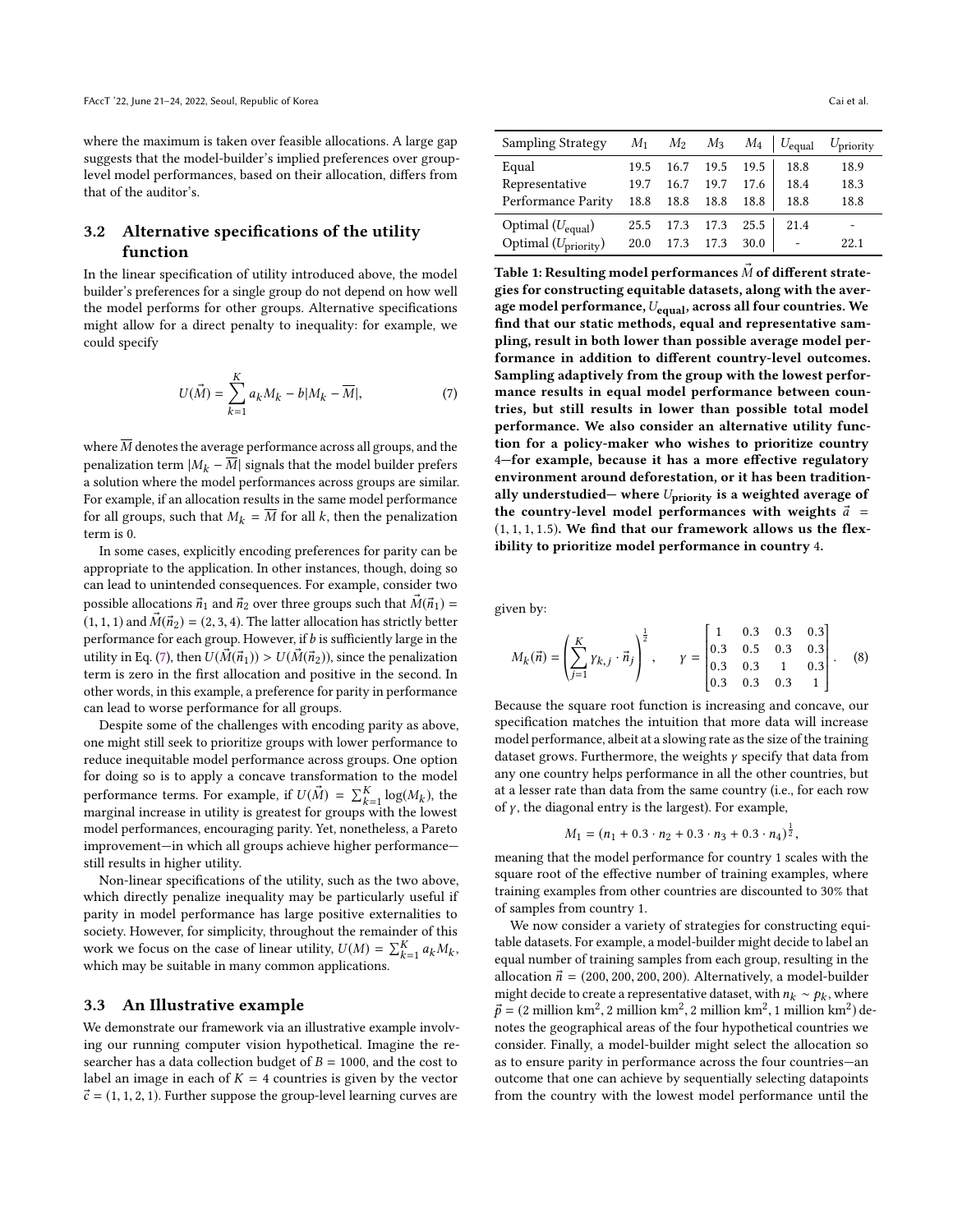where the maximum is taken over feasible allocations. A large gap suggests that the model-builder's implied preferences over group-level model performances, based on their allocation, differs from that of the auditor's.

### 3.2 Alternative specifications of the utility function

In the linear specification of utility introduced above, the model builder's preferences for a single group do not depend on how well the model performs for other groups. Alternative specifications might allow for a direct penalty to inequality: for example, we could specify

$$U(\vec{M}) = \sum_{k=1}^{K} a_k M_k - b|M_k - \overline{M}|, \tag{7}$$

where $\overline{M}$ denotes the average performance across all groups, and the penalization term $|M_k - \overline{M}|$ signals that the model builder prefers a solution where the model performances across groups are similar. For example, if an allocation results in the same model performance for all groups, such that $M_k = \overline{M}$ for all $k$, then the penalization term is 0.

In some cases, explicitly encoding preferences for parity can be appropriate to the application. In other instances, though, doing so can lead to unintended consequences. For example, consider two possible allocations $\vec{n}_1$ and $\vec{n}_2$ over three groups such that $\vec{M}(\vec{n}_1) = (1, 1, 1)$ and $\vec{M}(\vec{n}_2) = (2, 3, 4)$. The latter allocation has strictly better performance for each group. However, if $b$ is sufficiently large in the utility in Eq. (7), then $U(\vec{M}(\vec{n}_1)) > U(\vec{M}(\vec{n}_2))$, since the penalization term is zero in the first allocation and positive in the second. In other words, in this example, a preference for parity in performance can lead to worse performance for all groups.

Despite some of the challenges with encoding parity as above, one might still seek to prioritize groups with lower performance to reduce inequitable model performance across groups. One option for doing so is to apply a concave transformation to the model performance terms. For example, if $U(\vec{M}) = \sum_{k=1}^{K} \log(M_k)$, the marginal increase in utility is greatest for groups with the lowest model performances, encouraging parity. Yet, nonetheless, a Pareto improvement—in which all groups achieve higher performance—still results in higher utility.

Non-linear specifications of the utility, such as the two above, which directly penalize inequality may be particularly useful if parity in model performance has large positive externalities to society. However, for simplicity, throughout the remainder of this work we focus on the case of linear utility, $U(M) = \sum_{k=1}^{K} a_k M_k$, which may be suitable in many common applications.

### 3.3 An Illustrative example

We demonstrate our framework via an illustrative example involving our running computer vision hypothetical. Imagine the researcher has a data collection budget of $B = 1000$, and the cost to label an image in each of $K = 4$ countries is given by the vector $\vec{c} = (1, 1, 2, 1)$. Further suppose the group-level learning curves are given by:

$$M_k(\vec{n}) = \left(\sum_{j=1}^{K} \gamma_{k,j} \cdot \vec{n}_j\right)^{\frac{1}{2}}, \qquad \gamma = \begin{bmatrix} 1 & 0.3 & 0.3 & 0.3 \\ 0.3 & 0.5 & 0.3 & 0.3 \\ 0.3 & 0.3 & 1 & 0.3 \\ 0.3 & 0.3 & 0.3 & 1 \end{bmatrix}. \tag{8}$$

Because the square root function is increasing and concave, our specification matches the intuition that more data will increase model performance, albeit at a slowing rate as the size of the training dataset grows. Furthermore, the weights $\gamma$ specify that data from any one country helps performance in all the other countries, but at a lesser rate than data from the same country (i.e., for each row of $\gamma$, the diagonal entry is the largest). For example,

$$M_1 = (n_1 + 0.3 \cdot n_2 + 0.3 \cdot n_3 + 0.3 \cdot n_4)^{\frac{1}{2}},$$

meaning that the model performance for country 1 scales with the square root of the effective number of training examples, where training examples from other countries are discounted to 30% that of samples from country 1.

We now consider a variety of strategies for constructing equitable datasets. For example, a model-builder might decide to label an equal number of training samples from each group, resulting in the allocation $\vec{n} = (200, 200, 200, 200)$. Alternatively, a model-builder might decide to create a representative dataset, with $n_k \sim p_k$, where $\vec{p} = (2 \text{ million km}^2, 2 \text{ million km}^2, 2 \text{ million km}^2, 1 \text{ million km}^2)$ denotes the geographical areas of the four hypothetical countries we consider. Finally, a model-builder might select the allocation so as to ensure parity in performance across the four countries—an outcome that one can achieve by sequentially selecting datapoints from the country with the lowest model performance until the

| Sampling Strategy | $M_1$ | $M_2$ | $M_3$ | $M_4$ | $U_{\text{equal}}$ | $U_{\text{priority}}$ |
|---|---|---|---|---|---|---|
| Equal | 19.5 | 16.7 | 19.5 | 19.5 | 18.8 | 18.9 |
| Representative | 19.7 | 16.7 | 19.7 | 17.6 | 18.4 | 18.3 |
| Performance Parity | 18.8 | 18.8 | 18.8 | 18.8 | 18.8 | 18.8 |
| Optimal ($U_{\text{equal}}$) | 25.5 | 17.3 | 17.3 | 25.5 | 21.4 | - |
| Optimal ($U_{\text{priority}}$) | 20.0 | 17.3 | 17.3 | 30.0 | - | 22.1 |

**Table 1: Resulting model performances $\vec{M}$ of different strategies for constructing equitable datasets, along with the average model performance, $U_{\text{equal}}$, across all four countries. We find that our static methods, equal and representative sampling, result in both lower than possible average model performance in addition to different country-level outcomes. Sampling adaptively from the group with the lowest performance results in equal model performance between countries, but still results in lower than possible total model performance. We also consider an alternative utility function for a policy-maker who wishes to prioritize country 4—for example, because it has a more effective regulatory environment around deforestation, or it has been traditionally understudied— where $U_{\text{priority}}$ is a weighted average of the country-level model performances with weights $\vec{a} = (1, 1, 1, 1.5)$. We find that our framework allows us the flexibility to prioritize model performance in country 4.**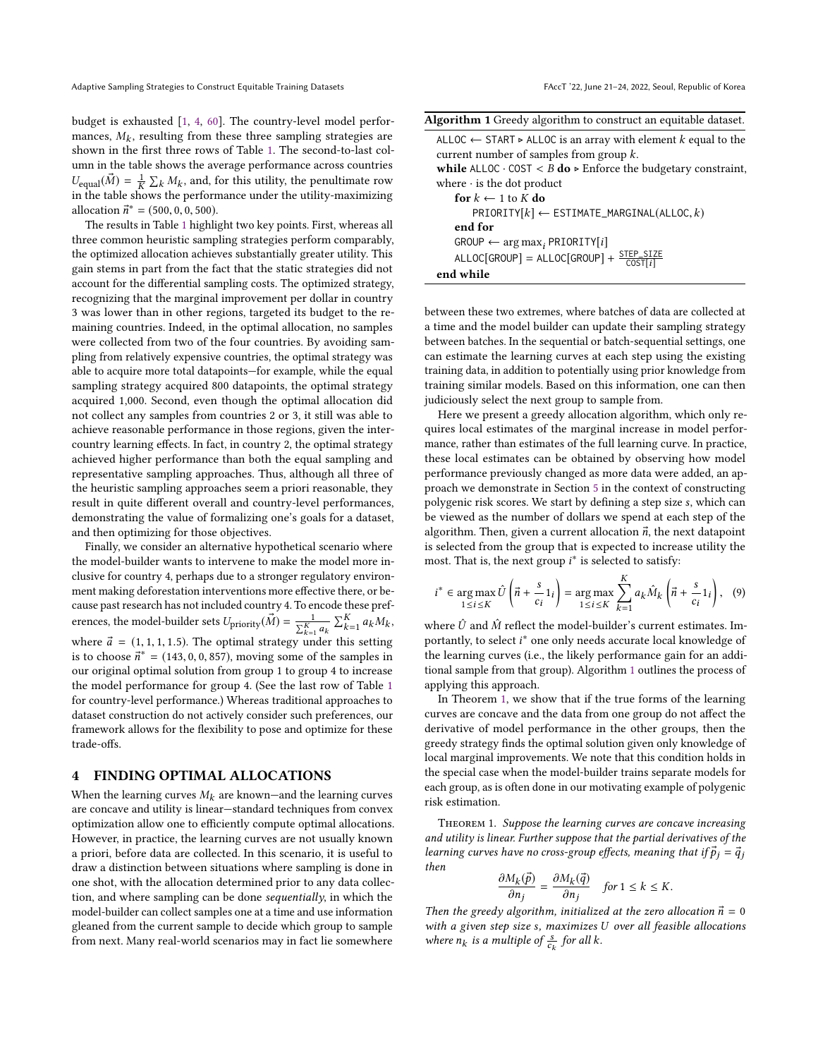budget is exhausted [1, 4, 60]. The country-level model performances, $M_k$, resulting from these three sampling strategies are shown in the first three rows of Table 1. The second-to-last column in the table shows the average performance across countries $U_{\text{equal}}(\vec{M}) = \frac{1}{K}\sum_k M_k$, and, for this utility, the penultimate row in the table shows the performance under the utility-maximizing allocation $\vec{n}^* = (500, 0, 0, 500)$.

The results in Table 1 highlight two key points. First, whereas all three common heuristic sampling strategies perform comparably, the optimized allocation achieves substantially greater utility. This gain stems in part from the fact that the static strategies did not account for the differential sampling costs. The optimized strategy, recognizing that the marginal improvement per dollar in country 3 was lower than in other regions, targeted its budget to the remaining countries. Indeed, in the optimal allocation, no samples were collected from two of the four countries. By avoiding sampling from relatively expensive countries, the optimal strategy was able to acquire more total datapoints—for example, while the equal sampling strategy acquired 800 datapoints, the optimal strategy acquired 1,000. Second, even though the optimal allocation did not collect any samples from countries 2 or 3, it still was able to achieve reasonable performance in those regions, given the inter-country learning effects. In fact, in country 2, the optimal strategy achieved higher performance than both the equal sampling and representative sampling approaches. Thus, although all three of the heuristic sampling approaches seem a priori reasonable, they result in quite different overall and country-level performances, demonstrating the value of formalizing one's goals for a dataset, and then optimizing for those objectives.

Finally, we consider an alternative hypothetical scenario where the model-builder wants to intervene to make the model more inclusive for country 4, perhaps due to a stronger regulatory environment making deforestation interventions more effective there, or because past research has not included country 4. To encode these preferences, the model-builder sets $U_{\text{priority}}(\vec{M}) = \frac{1}{\sum_{k=1}^{K} a_k}\sum_{k=1}^{K} a_k M_k$, where $\vec{a} = (1, 1, 1, 1.5)$. The optimal strategy under this setting is to choose $\vec{n}^* = (143, 0, 0, 857)$, moving some of the samples in our original optimal solution from group 1 to group 4 to increase the model performance for group 4. (See the last row of Table 1 for country-level performance.) Whereas traditional approaches to dataset construction do not actively consider such preferences, our framework allows for the flexibility to pose and optimize for these trade-offs.

## 4 FINDING OPTIMAL ALLOCATIONS

When the learning curves $M_k$ are known—and the learning curves are concave and utility is linear—standard techniques from convex optimization allow one to efficiently compute optimal allocations. However, in practice, the learning curves are not usually known a priori, before data are collected. In this scenario, it is useful to draw a distinction between situations where sampling is done in one shot, with the allocation determined prior to any data collection, and where sampling can be done *sequentially*, in which the model-builder can collect samples one at a time and use information gleaned from the current sample to decide which group to sample from next. Many real-world scenarios may in fact lie somewhere between these two extremes, where batches of data are collected at a time and the model builder can update their sampling strategy between batches. In the sequential or batch-sequential settings, one can estimate the learning curves at each step using the existing training data, in addition to potentially using prior knowledge from training similar models. Based on this information, one can then judiciously select the next group to sample from.

**Algorithm 1** Greedy algorithm to construct an equitable dataset.

```
ALLOC ← START ▷ ALLOC is an array with element k equal to the
current number of samples from group k.
while ALLOC · COST < B do ▷ Enforce the budgetary constraint,
where · is the dot product
    for k ← 1 to K do
        PRIORITY[k] ← ESTIMATE_MARGINAL(ALLOC, k)
    end for
    GROUP ← arg max_i PRIORITY[i]
    ALLOC[GROUP] = ALLOC[GROUP] + STEP_SIZE / COST[i]
end while
```

Here we present a greedy allocation algorithm, which only requires local estimates of the marginal increase in model performance, rather than estimates of the full learning curve. In practice, these local estimates can be obtained by observing how model performance previously changed as more data were added, an approach we demonstrate in Section 5 in the context of constructing polygenic risk scores. We start by defining a step size $s$, which can be viewed as the number of dollars we spend at each step of the algorithm. Then, given a current allocation $\vec{n}$, the next datapoint is selected from the group that is expected to increase utility the most. That is, the next group $i^*$ is selected to satisfy:

$$i^* \in \arg\max_{1 \le i \le K} \hat{U}\left(\vec{n} + \frac{s}{c_i}1_i\right) = \arg\max_{1 \le i \le K} \sum_{k=1}^{K} a_k \hat{M}_k\left(\vec{n} + \frac{s}{c_i}1_i\right), \quad (9)$$

where $\hat{U}$ and $\hat{M}$ reflect the model-builder's current estimates. Importantly, to select $i^*$ one only needs accurate local knowledge of the learning curves (i.e., the likely performance gain for an additional sample from that group). Algorithm 1 outlines the process of applying this approach.

In Theorem 1, we show that if the true forms of the learning curves are concave and the data from one group do not affect the derivative of model performance in the other groups, then the greedy strategy finds the optimal solution given only knowledge of local marginal improvements. We note that this condition holds in the special case when the model-builder trains separate models for each group, as is often done in our motivating example of polygenic risk estimation.

**Theorem 1.** *Suppose the learning curves are concave increasing and utility is linear. Further suppose that the partial derivatives of the learning curves have no cross-group effects, meaning that if $\vec{p}_j = \vec{q}_j$ then*

$$\frac{\partial M_k(\vec{p})}{\partial n_j} = \frac{\partial M_k(\vec{q})}{\partial n_j} \quad \text{for } 1 \le k \le K.$$

*Then the greedy algorithm, initialized at the zero allocation $\vec{n} = 0$ with a given step size $s$, maximizes $U$ over all feasible allocations where $n_k$ is a multiple of $\frac{s}{c_k}$ for all $k$.*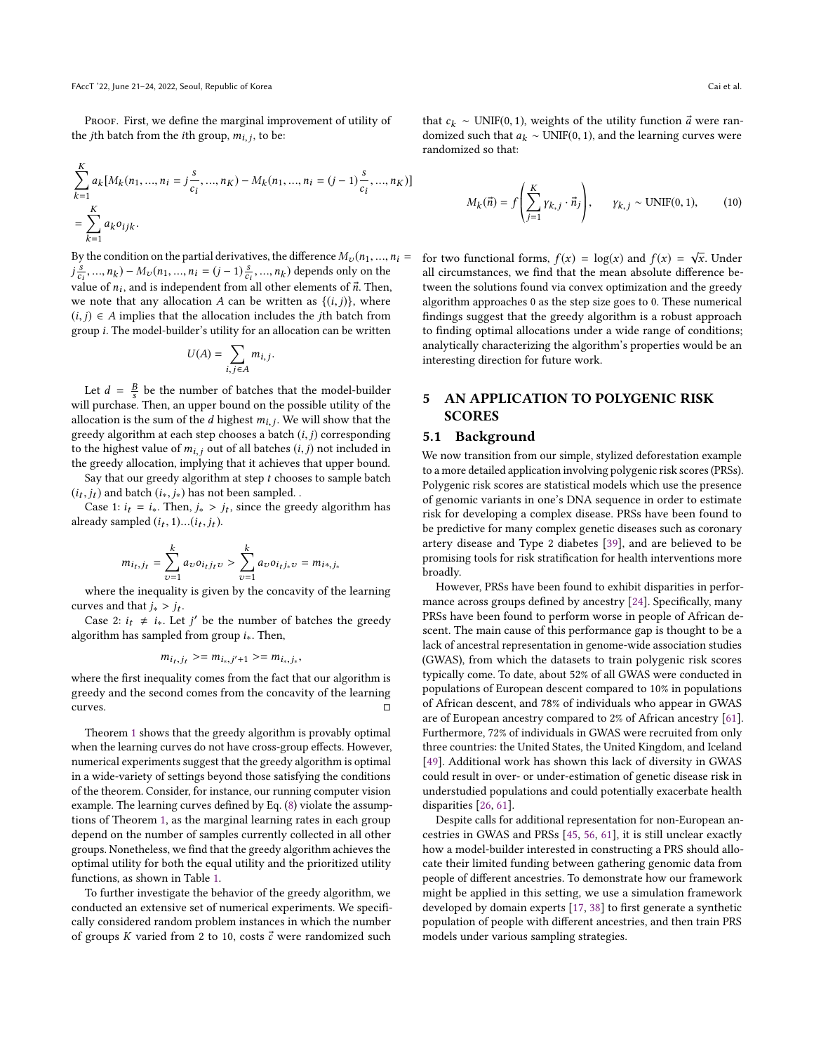Proof. First, we define the marginal improvement of utility of the $j$th batch from the $i$th group, $m_{i,j}$, to be:

$$
\sum_{k=1}^{K} a_k [M_k(n_1, ..., n_i = j\frac{s}{c_i}, ..., n_K) - M_k(n_1, ..., n_i = (j-1)\frac{s}{c_i}, ..., n_K)]
$$
$$
= \sum_{k=1}^{K} a_k o_{ijk}.
$$

By the condition on the partial derivatives, the difference $M_v(n_1, ..., n_i = j\frac{s}{c_i}, ..., n_k) - M_v(n_1, ..., n_i = (j-1)\frac{s}{c_i}, ..., n_k)$ depends only on the value of $n_i$, and is independent from all other elements of $\vec{n}$. Then, we note that any allocation $A$ can be written as $\{(i, j)\}$, where $(i, j) \in A$ implies that the allocation includes the $j$th batch from group $i$. The model-builder's utility for an allocation can be written

$$
U(A) = \sum_{i,j \in A} m_{i,j}.
$$

Let $d = \frac{B}{s}$ be the number of batches that the model-builder will purchase. Then, an upper bound on the possible utility of the allocation is the sum of the $d$ highest $m_{i,j}$. We will show that the greedy algorithm at each step chooses a batch $(i, j)$ corresponding to the highest value of $m_{i,j}$ out of all batches $(i, j)$ not included in the greedy allocation, implying that it achieves that upper bound.

Say that our greedy algorithm at step $t$ chooses to sample batch $(i_t, j_t)$ and batch $(i_*, j_*)$ has not been sampled. .

Case 1: $i_t = i_*$. Then, $j_* > j_t$, since the greedy algorithm has already sampled $(i_t, 1)...(i_t, j_t)$.

$$
m_{i_t,j_t} = \sum_{v=1}^{k} a_v o_{i_t j_t v} > \sum_{v=1}^{k} a_v o_{i_t j_* v} = m_{i*,j_*}
$$

where the inequality is given by the concavity of the learning curves and that $j_* > j_t$.

Case 2: $i_t \neq i_*$. Let $j'$ be the number of batches the greedy algorithm has sampled from group $i_*$. Then,

$$
m_{i_t,j_t} >= m_{i_*,j'+1} >= m_{i_*,j_*},
$$

where the first inequality comes from the fact that our algorithm is greedy and the second comes from the concavity of the learning curves. □

Theorem 1 shows that the greedy algorithm is provably optimal when the learning curves do not have cross-group effects. However, numerical experiments suggest that the greedy algorithm is optimal in a wide-variety of settings beyond those satisfying the conditions of the theorem. Consider, for instance, our running computer vision example. The learning curves defined by Eq. (8) violate the assumptions of Theorem 1, as the marginal learning rates in each group depend on the number of samples currently collected in all other groups. Nonetheless, we find that the greedy algorithm achieves the optimal utility for both the equal utility and the prioritized utility functions, as shown in Table 1.

To further investigate the behavior of the greedy algorithm, we conducted an extensive set of numerical experiments. We specifically considered random problem instances in which the number of groups $K$ varied from 2 to 10, costs $\vec{c}$ were randomized such that $c_k \sim \text{UNIF}(0, 1)$, weights of the utility function $\vec{a}$ were randomized such that $a_k \sim \text{UNIF}(0, 1)$, and the learning curves were randomized so that:

$$
M_k(\vec{n}) = f\left(\sum_{j=1}^{K} \gamma_{k,j} \cdot \vec{n}_j\right), \qquad \gamma_{k,j} \sim \text{UNIF}(0, 1), \tag{10}
$$

for two functional forms, $f(x) = \log(x)$ and $f(x) = \sqrt{x}$. Under all circumstances, we find that the mean absolute difference between the solutions found via convex optimization and the greedy algorithm approaches 0 as the step size goes to 0. These numerical findings suggest that the greedy algorithm is a robust approach to finding optimal allocations under a wide range of conditions; analytically characterizing the algorithm's properties would be an interesting direction for future work.

## 5 AN APPLICATION TO POLYGENIC RISK SCORES

### 5.1 Background

We now transition from our simple, stylized deforestation example to a more detailed application involving polygenic risk scores (PRSs). Polygenic risk scores are statistical models which use the presence of genomic variants in one's DNA sequence in order to estimate risk for developing a complex disease. PRSs have been found to be predictive for many complex genetic diseases such as coronary artery disease and Type 2 diabetes [39], and are believed to be promising tools for risk stratification for health interventions more broadly.

However, PRSs have been found to exhibit disparities in performance across groups defined by ancestry [24]. Specifically, many PRSs have been found to perform worse in people of African descent. The main cause of this performance gap is thought to be a lack of ancestral representation in genome-wide association studies (GWAS), from which the datasets to train polygenic risk scores typically come. To date, about 52% of all GWAS were conducted in populations of European descent compared to 10% in populations of African descent, and 78% of individuals who appear in GWAS are of European ancestry compared to 2% of African ancestry [61]. Furthermore, 72% of individuals in GWAS were recruited from only three countries: the United States, the United Kingdom, and Iceland [49]. Additional work has shown this lack of diversity in GWAS could result in over- or under-estimation of genetic disease risk in understudied populations and could potentially exacerbate health disparities [26, 61].

Despite calls for additional representation for non-European ancestries in GWAS and PRSs [45, 56, 61], it is still unclear exactly how a model-builder interested in constructing a PRS should allocate their limited funding between gathering genomic data from people of different ancestries. To demonstrate how our framework might be applied in this setting, we use a simulation framework developed by domain experts [17, 38] to first generate a synthetic population of people with different ancestries, and then train PRS models under various sampling strategies.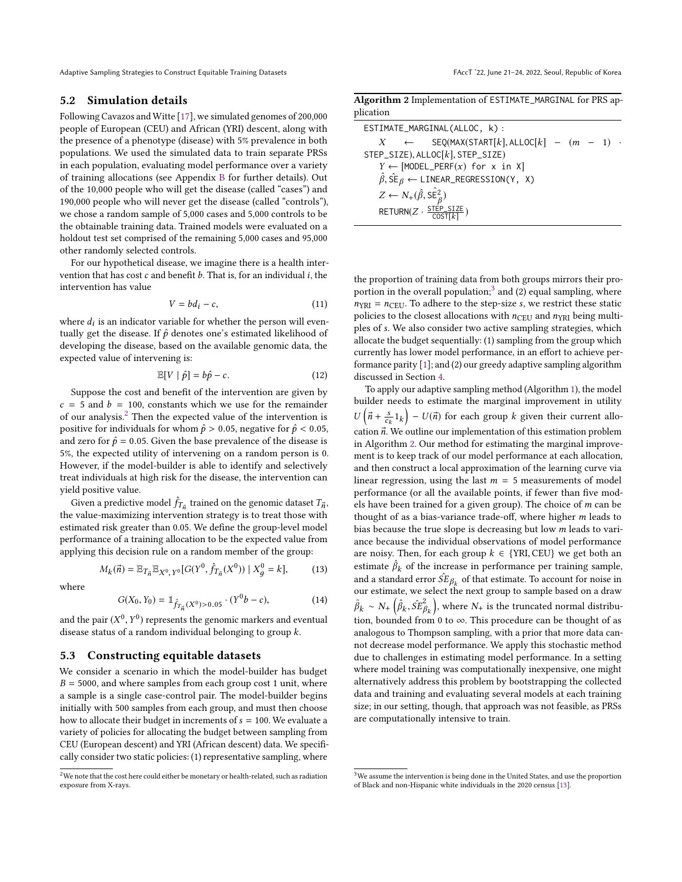## 5.2 Simulation details

Following Cavazos and Witte [17], we simulated genomes of 200,000 people of European (CEU) and African (YRI) descent, along with the presence of a phenotype (disease) with 5% prevalence in both populations. We used the simulated data to train separate PRSs in each population, evaluating model performance over a variety of training allocations (see Appendix B for further details). Out of the 10,000 people who will get the disease (called "cases") and 190,000 people who will never get the disease (called "controls"), we chose a random sample of 5,000 cases and 5,000 controls to be the obtainable training data. Trained models were evaluated on a holdout test set comprised of the remaining 5,000 cases and 95,000 other randomly selected controls.

For our hypothetical disease, we imagine there is a health intervention that has cost $c$ and benefit $b$. That is, for an individual $i$, the intervention has value

$$V = bd_i - c, \tag{11}$$

where $d_i$ is an indicator variable for whether the person will eventually get the disease. If $\hat{p}$ denotes one's estimated likelihood of developing the disease, based on the available genomic data, the expected value of intervening is:

$$\mathbb{E}[V \mid \hat{p}] = b\hat{p} - c. \tag{12}$$

Suppose the cost and benefit of the intervention are given by $c = 5$ and $b = 100$, constants which we use for the remainder of our analysis.[2] Then the expected value of the intervention is positive for individuals for whom $\hat{p} > 0.05$, negative for $\hat{p} < 0.05$, and zero for $\hat{p} = 0.05$. Given the base prevalence of the disease is 5%, the expected utility of intervening on a random person is 0. However, if the model-builder is able to identify and selectively treat individuals at high risk for the disease, the intervention can yield positive value.

Given a predictive model $\hat{f}_{T_{\vec{n}}}$ trained on the genomic dataset $T_{\vec{n}}$, the value-maximizing intervention strategy is to treat those with estimated risk greater than 0.05. We define the group-level model performance of a training allocation to be the expected value from applying this decision rule on a random member of the group:

$$M_k(\vec{n}) = \mathbb{E}_{T_{\vec{n}}}\mathbb{E}_{X^0, Y^0}[G(Y^0, \hat{f}_{T_{\vec{n}}}(X^0)) \mid X_g^0 = k], \tag{13}$$

where

$$G(X_0, Y_0) = \mathbb{1}_{\hat{f}_{T_{\vec{n}}}(X^0) > 0.05} \cdot (Y^0 b - c), \tag{14}$$

and the pair $(X^0, Y^0)$ represents the genomic markers and eventual disease status of a random individual belonging to group $k$.

## 5.3 Constructing equitable datasets

We consider a scenario in which the model-builder has budget $B = 5000$, and where samples from each group cost 1 unit, where a sample is a single case-control pair. The model-builder begins initially with 500 samples from each group, and must then choose how to allocate their budget in increments of $s = 100$. We evaluate a variety of policies for allocating the budget between sampling from CEU (European descent) and YRI (African descent) data. We specifically consider two static policies: (1) representative sampling, where the proportion of training data from both groups mirrors their proportion in the overall population;[3] and (2) equal sampling, where $n_{\text{YRI}} = n_{\text{CEU}}$. To adhere to the step-size $s$, we restrict these static policies to the closest allocations with $n_{\text{CEU}}$ and $n_{\text{YRI}}$ being multiples of $s$. We also consider two active sampling strategies, which allocate the budget sequentially: (1) sampling from the group which currently has lower model performance, in an effort to achieve performance parity [1]; and (2) our greedy adaptive sampling algorithm discussed in Section 4.

**Algorithm 2** Implementation of ESTIMATE_MARGINAL for PRS application

```
ESTIMATE_MARGINAL(ALLOC, k):
    X ← SEQ(MAX(START[k], ALLOC[k] − (m − 1) · STEP_SIZE), ALLOC[k], STEP_SIZE)
    Y ← [MODEL_PERF(x) for x in X]
    β̂, SÊ_β ← LINEAR_REGRESSION(Y, X)
    Z ← N₊(β̂, SÊ²_β)
    RETURN(Z · STEP_SIZE / COST[k])
```

To apply our adaptive sampling method (Algorithm 1), the model builder needs to estimate the marginal improvement in utility $U\left(\vec{n} + \frac{s}{c_k}1_k\right) - U(\vec{n})$ for each group $k$ given their current allocation $\vec{n}$. We outline our implementation of this estimation problem in Algorithm 2. Our method for estimating the marginal improvement is to keep track of our model performance at each allocation, and then construct a local approximation of the learning curve via linear regression, using the last $m = 5$ measurements of model performance (or all the available points, if fewer than five models have been trained for a given group). The choice of $m$ can be thought of as a bias-variance trade-off, where higher $m$ leads to bias because the true slope is decreasing but low $m$ leads to variance because the individual observations of model performance are noisy. Then, for each group $k \in \{\text{YRI}, \text{CEU}\}$ we get both an estimate $\hat{\beta}_k$ of the increase in performance per training sample, and a standard error $\hat{SE}_{\beta_k}$ of that estimate. To account for noise in our estimate, we select the next group to sample based on a draw $\tilde{\beta}_k \sim N_+\left(\hat{\beta}_k, \hat{SE}^2_{\beta_k}\right)$, where $N_+$ is the truncated normal distribution, bounded from 0 to $\infty$. This procedure can be thought of as analogous to Thompson sampling, with a prior that more data cannot decrease model performance. We apply this stochastic method due to challenges in estimating model performance. In a setting where model training was computationally inexpensive, one might alternatively address this problem by bootstrapping the collected data and training and evaluating several models at each training size; in our setting, though, that approach was not feasible, as PRSs are computationally intensive to train.

[2] We note that the cost here could either be monetary or health-related, such as radiation exposure from X-rays.

[3] We assume the intervention is being done in the United States, and use the proportion of Black and non-Hispanic white individuals in the 2020 census [13].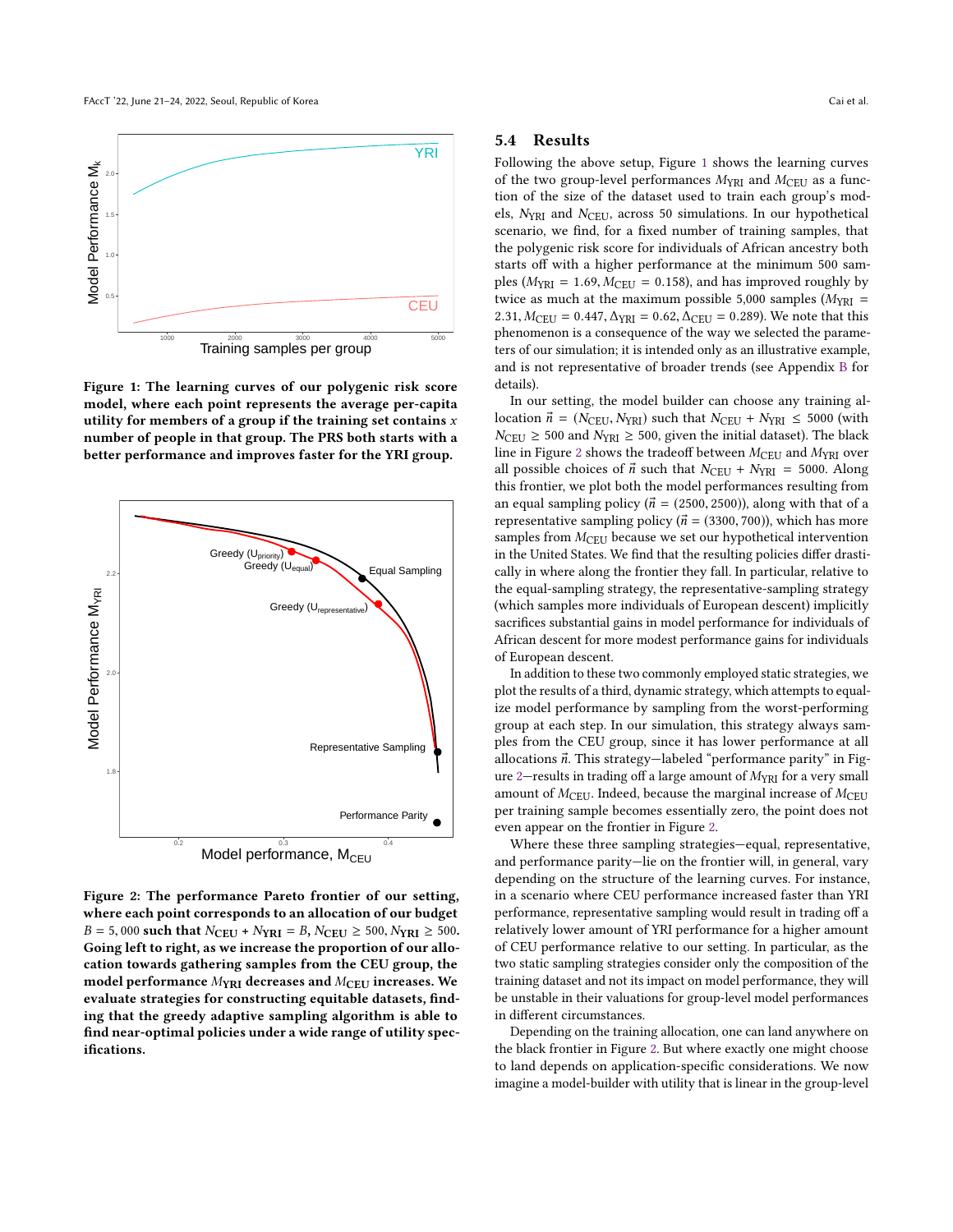Figure 1: The learning curves of our polygenic risk score model, where each point represents the average per-capita utility for members of a group if the training set contains $x$ number of people in that group. The PRS both starts with a better performance and improves faster for the YRI group.

Figure 2: The performance Pareto frontier of our setting, where each point corresponds to an allocation of our budget $B = 5,000$ such that $N_{\text{CEU}} + N_{\text{YRI}} = B$, $N_{\text{CEU}} \geq 500$, $N_{\text{YRI}} \geq 500$. Going left to right, as we increase the proportion of our allocation towards gathering samples from the CEU group, the model performance $M_{\text{YRI}}$ decreases and $M_{\text{CEU}}$ increases. We evaluate strategies for constructing equitable datasets, finding that the greedy adaptive sampling algorithm is able to find near-optimal policies under a wide range of utility specifications.

### 5.4 Results

Following the above setup, Figure 1 shows the learning curves of the two group-level performances $M_{\text{YRI}}$ and $M_{\text{CEU}}$ as a function of the size of the dataset used to train each group's models, $N_{\text{YRI}}$ and $N_{\text{CEU}}$, across 50 simulations. In our hypothetical scenario, we find, for a fixed number of training samples, that the polygenic risk score for individuals of African ancestry both starts off with a higher performance at the minimum 500 samples ($M_{\text{YRI}} = 1.69, M_{\text{CEU}} = 0.158$), and has improved roughly by twice as much at the maximum possible 5,000 samples ($M_{\text{YRI}} = 2.31, M_{\text{CEU}} = 0.447, \Delta_{\text{YRI}} = 0.62, \Delta_{\text{CEU}} = 0.289$). We note that this phenomenon is a consequence of the way we selected the parameters of our simulation; it is intended only as an illustrative example, and is not representative of broader trends (see Appendix B for details).

In our setting, the model builder can choose any training allocation $\vec{n} = (N_{\text{CEU}}, N_{\text{YRI}})$ such that $N_{\text{CEU}} + N_{\text{YRI}} \leq 5000$ (with $N_{\text{CEU}} \geq 500$ and $N_{\text{YRI}} \geq 500$, given the initial dataset). The black line in Figure 2 shows the tradeoff between $M_{\text{CEU}}$ and $M_{\text{YRI}}$ over all possible choices of $\vec{n}$ such that $N_{\text{CEU}} + N_{\text{YRI}} = 5000$. Along this frontier, we plot both the model performances resulting from an equal sampling policy ($\vec{n} = (2500, 2500)$), along with that of a representative sampling policy ($\vec{n} = (3300, 700)$), which has more samples from $M_{\text{CEU}}$ because we set our hypothetical intervention in the United States. We find that the resulting policies differ drastically in where along the frontier they fall. In particular, relative to the equal-sampling strategy, the representative-sampling strategy (which samples more individuals of European descent) implicitly sacrifices substantial gains in model performance for individuals of African descent for more modest performance gains for individuals of European descent.

In addition to these two commonly employed static strategies, we plot the results of a third, dynamic strategy, which attempts to equalize model performance by sampling from the worst-performing group at each step. In our simulation, this strategy always samples from the CEU group, since it has lower performance at all allocations $\vec{n}$. This strategy—labeled "performance parity" in Figure 2—results in trading off a large amount of $M_{\text{YRI}}$ for a very small amount of $M_{\text{CEU}}$. Indeed, because the marginal increase of $M_{\text{CEU}}$ per training sample becomes essentially zero, the point does not even appear on the frontier in Figure 2.

Where these three sampling strategies—equal, representative, and performance parity—lie on the frontier will, in general, vary depending on the structure of the learning curves. For instance, in a scenario where CEU performance increased faster than YRI performance, representative sampling would result in trading off a relatively lower amount of YRI performance for a higher amount of CEU performance relative to our setting. In particular, as the two static sampling strategies consider only the composition of the training dataset and not its impact on model performance, they will be unstable in their valuations for group-level model performances in different circumstances.

Depending on the training allocation, one can land anywhere on the black frontier in Figure 2. But where exactly one might choose to land depends on application-specific considerations. We now imagine a model-builder with utility that is linear in the group-level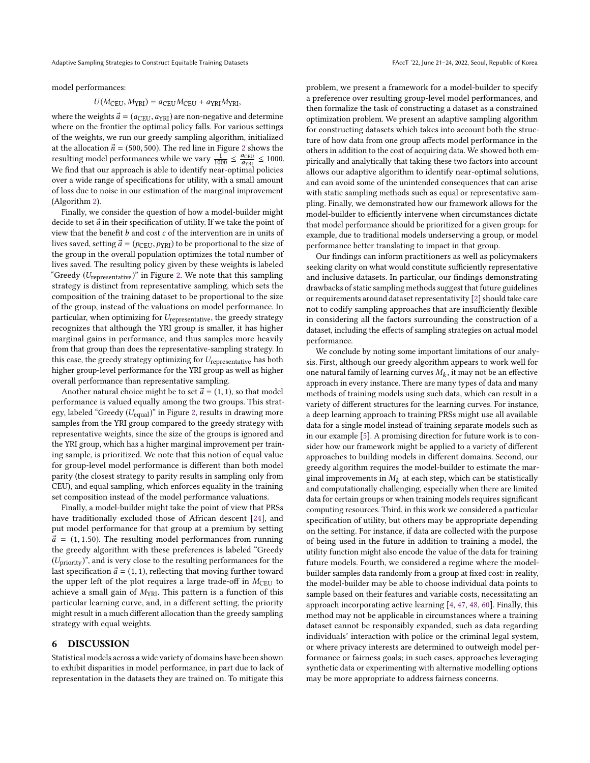model performances:

$$U(M_{\text{CEU}}, M_{\text{YRI}}) = a_{\text{CEU}} M_{\text{CEU}} + a_{\text{YRI}} M_{\text{YRI}},$$

where the weights $\vec{a} = (a_{\text{CEU}}, a_{\text{YRI}})$ are non-negative and determine where on the frontier the optimal policy falls. For various settings of the weights, we run our greedy sampling algorithm, initialized at the allocation $\vec{n} = (500, 500)$. The red line in Figure 2 shows the resulting model performances while we vary $\frac{1}{1000} \leq \frac{a_{\text{CEU}}}{a_{\text{YRI}}} \leq 1000$. We find that our approach is able to identify near-optimal policies over a wide range of specifications for utility, with a small amount of loss due to noise in our estimation of the marginal improvement (Algorithm 2).

Finally, we consider the question of how a model-builder might decide to set $\vec{a}$ in their specification of utility. If we take the point of view that the benefit $b$ and cost $c$ of the intervention are in units of lives saved, setting $\vec{a} = (p_{\text{CEU}}, p_{\text{YRI}})$ to be proportional to the size of the group in the overall population optimizes the total number of lives saved. The resulting policy given by these weights is labeled "Greedy ($U_{\text{representative}}$)" in Figure 2. We note that this sampling strategy is distinct from representative sampling, which sets the composition of the training dataset to be proportional to the size of the group, instead of the valuations on model performance. In particular, when optimizing for $U_{\text{representative}}$, the greedy strategy recognizes that although the YRI group is smaller, it has higher marginal gains in performance, and thus samples more heavily from that group than does the representative-sampling strategy. In this case, the greedy strategy optimizing for $U_{\text{representative}}$ has both higher group-level performance for the YRI group as well as higher overall performance than representative sampling.

Another natural choice might be to set $\vec{a} = (1, 1)$, so that model performance is valued equally among the two groups. This strategy, labeled "Greedy ($U_{\text{equal}}$)" in Figure 2, results in drawing more samples from the YRI group compared to the greedy strategy with representative weights, since the size of the groups is ignored and the YRI group, which has a higher marginal improvement per training sample, is prioritized. We note that this notion of equal value for group-level model performance is different than both model parity (the closest strategy to parity results in sampling only from CEU), and equal sampling, which enforces equality in the training set composition instead of the model performance valuations.

Finally, a model-builder might take the point of view that PRSs have traditionally excluded those of African descent [24], and put model performance for that group at a premium by setting $\vec{a} = (1, 1.50)$. The resulting model performances from running the greedy algorithm with these preferences is labeled "Greedy ($U_{\text{priority}}$)", and is very close to the resulting performances for the last specification $\vec{a} = (1, 1)$, reflecting that moving further toward the upper left of the plot requires a large trade-off in $M_{\text{CEU}}$ to achieve a small gain of $M_{\text{YRI}}$. This pattern is a function of this particular learning curve, and, in a different setting, the priority might result in a much different allocation than the greedy sampling strategy with equal weights.

## 6 DISCUSSION

Statistical models across a wide variety of domains have been shown to exhibit disparities in model performance, in part due to lack of representation in the datasets they are trained on. To mitigate this problem, we present a framework for a model-builder to specify a preference over resulting group-level model performances, and then formalize the task of constructing a dataset as a constrained optimization problem. We present an adaptive sampling algorithm for constructing datasets which takes into account both the structure of how data from one group affects model performance in the others in addition to the cost of acquiring data. We showed both empirically and analytically that taking these two factors into account allows our adaptive algorithm to identify near-optimal solutions, and can avoid some of the unintended consequences that can arise with static sampling methods such as equal or representative sampling. Finally, we demonstrated how our framework allows for the model-builder to efficiently intervene when circumstances dictate that model performance should be prioritized for a given group: for example, due to traditional models underserving a group, or model performance better translating to impact in that group.

Our findings can inform practitioners as well as policymakers seeking clarity on what would constitute sufficiently representative and inclusive datasets. In particular, our findings demonstrating drawbacks of static sampling methods suggest that future guidelines or requirements around dataset representativity [2] should take care not to codify sampling approaches that are insufficiently flexible in considering all the factors surrounding the construction of a dataset, including the effects of sampling strategies on actual model performance.

We conclude by noting some important limitations of our analysis. First, although our greedy algorithm appears to work well for one natural family of learning curves $M_k$, it may not be an effective approach in every instance. There are many types of data and many methods of training models using such data, which can result in a variety of different structures for the learning curves. For instance, a deep learning approach to training PRSs might use all available data for a single model instead of training separate models such as in our example [5]. A promising direction for future work is to consider how our framework might be applied to a variety of different approaches to building models in different domains. Second, our greedy algorithm requires the model-builder to estimate the marginal improvements in $M_k$ at each step, which can be statistically and computationally challenging, especially when there are limited data for certain groups or when training models requires significant computing resources. Third, in this work we considered a particular specification of utility, but others may be appropriate depending on the setting. For instance, if data are collected with the purpose of being used in the future in addition to training a model, the utility function might also encode the value of the data for training future models. Fourth, we considered a regime where the model-builder samples data randomly from a group at fixed cost: in reality, the model-builder may be able to choose individual data points to sample based on their features and variable costs, necessitating an approach incorporating active learning [4, 47, 48, 60]. Finally, this method may not be applicable in circumstances where a training dataset cannot be responsibly expanded, such as data regarding individuals' interaction with police or the criminal legal system, or where privacy interests are determined to outweigh model performance or fairness goals; in such cases, approaches leveraging synthetic data or experimenting with alternative modelling options may be more appropriate to address fairness concerns.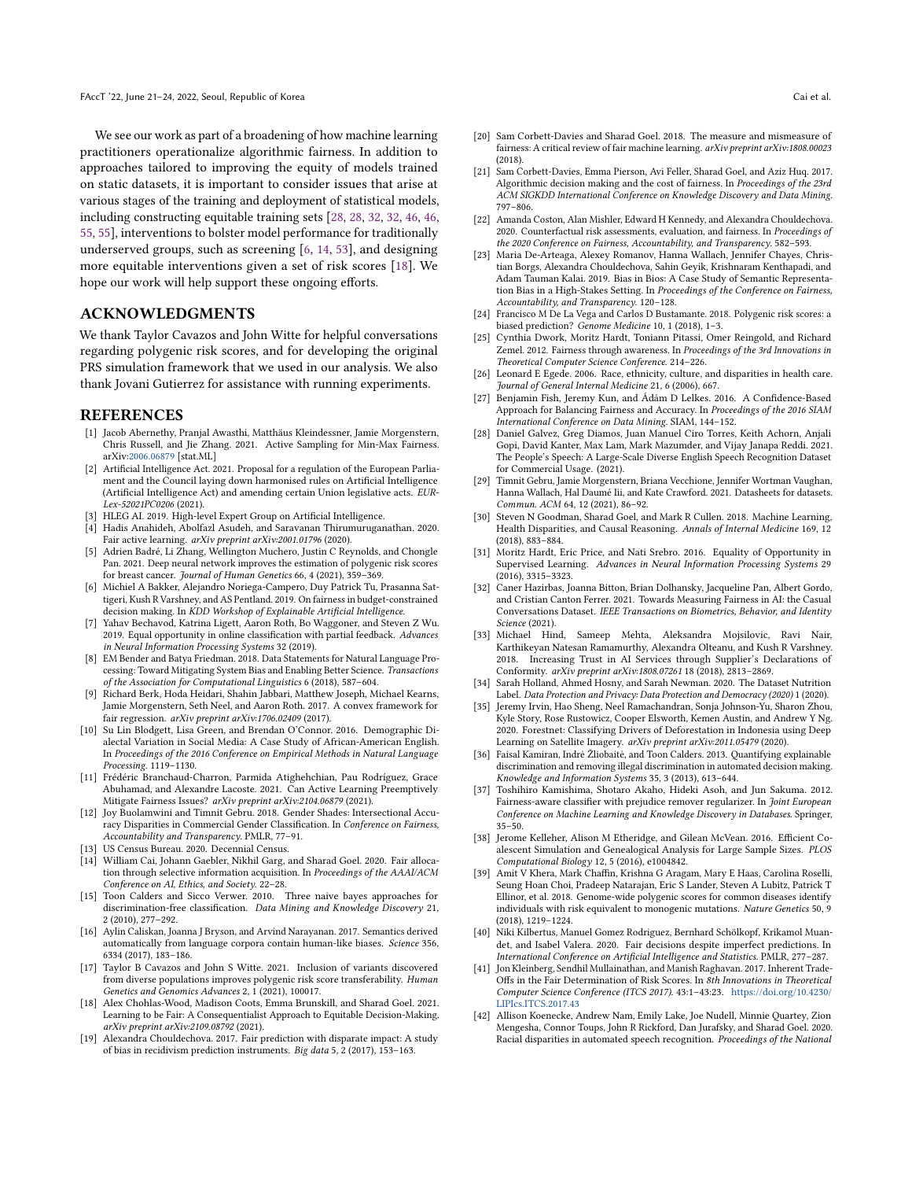We see our work as part of a broadening of how machine learning practitioners operationalize algorithmic fairness. In addition to approaches tailored to improving the equity of models trained on static datasets, it is important to consider issues that arise at various stages of the training and deployment of statistical models, including constructing equitable training sets [28, 28, 32, 32, 46, 46, 55, 55], interventions to bolster model performance for traditionally underserved groups, such as screening [6, 14, 53], and designing more equitable interventions given a set of risk scores [18]. We hope our work will help support these ongoing efforts.

## ACKNOWLEDGMENTS

We thank Taylor Cavazos and John Witte for helpful conversations regarding polygenic risk scores, and for developing the original PRS simulation framework that we used in our analysis. We also thank Jovani Gutierrez for assistance with running experiments.

## REFERENCES

- [1] Jacob Abernethy, Pranjal Awasthi, Matthäus Kleindessner, Jamie Morgenstern, Chris Russell, and Jie Zhang. 2021. Active Sampling for Min-Max Fairness. arXiv:2006.06879 [stat.ML]
- [2] Artificial Intelligence Act. 2021. Proposal for a regulation of the European Parliament and the Council laying down harmonised rules on Artificial Intelligence (Artificial Intelligence Act) and amending certain Union legislative acts. *EUR-Lex-52021PC0206* (2021).
- [3] HLEG AI. 2019. High-level Expert Group on Artificial Intelligence.
- [4] Hadis Anahideh, Abolfazl Asudeh, and Saravanan Thirumuruganathan. 2020. Fair active learning. *arXiv preprint arXiv:2001.01796* (2020).
- [5] Adrien Badré, Li Zhang, Wellington Muchero, Justin C Reynolds, and Chongle Pan. 2021. Deep neural network improves the estimation of polygenic risk scores for breast cancer. *Journal of Human Genetics* 66, 4 (2021), 359–369.
- [6] Michiel A Bakker, Alejandro Noriega-Campero, Duy Patrick Tu, Prasanna Sattigeri, Kush R Varshney, and AS Pentland. 2019. On fairness in budget-constrained decision making. In *KDD Workshop of Explainable Artificial Intelligence*.
- [7] Yahav Bechavod, Katrina Ligett, Aaron Roth, Bo Waggoner, and Steven Z Wu. 2019. Equal opportunity in online classification with partial feedback. *Advances in Neural Information Processing Systems* 32 (2019).
- [8] EM Bender and Batya Friedman. 2018. Data Statements for Natural Language Processing: Toward Mitigating System Bias and Enabling Better Science. *Transactions of the Association for Computational Linguistics* 6 (2018), 587–604.
- [9] Richard Berk, Hoda Heidari, Shahin Jabbari, Matthew Joseph, Michael Kearns, Jamie Morgenstern, Seth Neel, and Aaron Roth. 2017. A convex framework for fair regression. *arXiv preprint arXiv:1706.02409* (2017).
- [10] Su Lin Blodgett, Lisa Green, and Brendan O'Connor. 2016. Demographic Dialectal Variation in Social Media: A Case Study of African-American English. In *Proceedings of the 2016 Conference on Empirical Methods in Natural Language Processing*. 1119–1130.
- [11] Frédéric Branchaud-Charron, Parmida Atighehchian, Pau Rodríguez, Grace Abuhamad, and Alexandre Lacoste. 2021. Can Active Learning Preemptively Mitigate Fairness Issues? *arXiv preprint arXiv:2104.06879* (2021).
- [12] Joy Buolamwini and Timnit Gebru. 2018. Gender Shades: Intersectional Accuracy Disparities in Commercial Gender Classification. In *Conference on Fairness, Accountability and Transparency*. PMLR, 77–91.
- [13] US Census Bureau. 2020. Decennial Census.
- [14] William Cai, Johann Gaebler, Nikhil Garg, and Sharad Goel. 2020. Fair allocation through selective information acquisition. In *Proceedings of the AAAI/ACM Conference on AI, Ethics, and Society*. 22–28.
- [15] Toon Calders and Sicco Verwer. 2010. Three naive bayes approaches for discrimination-free classification. *Data Mining and Knowledge Discovery* 21, 2 (2010), 277–292.
- [16] Aylin Caliskan, Joanna J Bryson, and Arvind Narayanan. 2017. Semantics derived automatically from language corpora contain human-like biases. *Science* 356, 6334 (2017), 183–186.
- [17] Taylor B Cavazos and John S Witte. 2021. Inclusion of variants discovered from diverse populations improves polygenic risk score transferability. *Human Genetics and Genomics Advances* 2, 1 (2021), 100017.
- [18] Alex Chohlas-Wood, Madison Coots, Emma Brunskill, and Sharad Goel. 2021. Learning to be Fair: A Consequentialist Approach to Equitable Decision-Making. *arXiv preprint arXiv:2109.08792* (2021).
- [19] Alexandra Chouldechova. 2017. Fair prediction with disparate impact: A study of bias in recidivism prediction instruments. *Big data* 5, 2 (2017), 153–163.
- [20] Sam Corbett-Davies and Sharad Goel. 2018. The measure and mismeasure of fairness: A critical review of fair machine learning. *arXiv preprint arXiv:1808.00023* (2018).
- [21] Sam Corbett-Davies, Emma Pierson, Avi Feller, Sharad Goel, and Aziz Huq. 2017. Algorithmic decision making and the cost of fairness. In *Proceedings of the 23rd ACM SIGKDD International Conference on Knowledge Discovery and Data Mining*. 797–806.
- [22] Amanda Coston, Alan Mishler, Edward H Kennedy, and Alexandra Chouldechova. 2020. Counterfactual risk assessments, evaluation, and fairness. In *Proceedings of the 2020 Conference on Fairness, Accountability, and Transparency*. 582–593.
- [23] Maria De-Arteaga, Alexey Romanov, Hanna Wallach, Jennifer Chayes, Christian Borgs, Alexandra Chouldechova, Sahin Geyik, Krishnaram Kenthapadi, and Adam Tauman Kalai. 2019. Bias in Bios: A Case Study of Semantic Representation Bias in a High-Stakes Setting. In *Proceedings of the Conference on Fairness, Accountability, and Transparency*. 120–128.
- [24] Francisco M De La Vega and Carlos D Bustamante. 2018. Polygenic risk scores: a biased prediction? *Genome Medicine* 10, 1 (2018), 1–3.
- [25] Cynthia Dwork, Moritz Hardt, Toniann Pitassi, Omer Reingold, and Richard Zemel. 2012. Fairness through awareness. In *Proceedings of the 3rd Innovations in Theoretical Computer Science Conference*. 214–226.
- [26] Leonard E Egede. 2006. Race, ethnicity, culture, and disparities in health care. *Journal of General Internal Medicine* 21, 6 (2006), 667.
- [27] Benjamin Fish, Jeremy Kun, and Ádám D Lelkes. 2016. A Confidence-Based Approach for Balancing Fairness and Accuracy. In *Proceedings of the 2016 SIAM International Conference on Data Mining*. SIAM, 144–152.
- [28] Daniel Galvez, Greg Diamos, Juan Manuel Ciro Torres, Keith Achorn, Anjali Gopi, David Kanter, Max Lam, Mark Mazumder, and Vijay Janapa Reddi. 2021. The People's Speech: A Large-Scale Diverse English Speech Recognition Dataset for Commercial Usage. (2021).
- [29] Timnit Gebru, Jamie Morgenstern, Briana Vecchione, Jennifer Wortman Vaughan, Hanna Wallach, Hal Daumé Iii, and Kate Crawford. 2021. Datasheets for datasets. *Commun. ACM* 64, 12 (2021), 86–92.
- [30] Steven N Goodman, Sharad Goel, and Mark R Cullen. 2018. Machine Learning, Health Disparities, and Causal Reasoning. *Annals of Internal Medicine* 169, 12 (2018), 883–884.
- [31] Moritz Hardt, Eric Price, and Nati Srebro. 2016. Equality of Opportunity in Supervised Learning. *Advances in Neural Information Processing Systems* 29 (2016), 3315–3323.
- [32] Caner Hazirbas, Joanna Bitton, Brian Dolhansky, Jacqueline Pan, Albert Gordo, and Cristian Canton Ferrer. 2021. Towards Measuring Fairness in AI: the Casual Conversations Dataset. *IEEE Transactions on Biometrics, Behavior, and Identity Science* (2021).
- [33] Michael Hind, Sameep Mehta, Aleksandra Mojsilovic, Ravi Nair, Karthikeyan Natesan Ramamurthy, Alexandra Olteanu, and Kush R Varshney. 2018. Increasing Trust in AI Services through Supplier's Declarations of Conformity. *arXiv preprint arXiv:1808.07261* 18 (2018), 2813–2869.
- [34] Sarah Holland, Ahmed Hosny, and Sarah Newman. 2020. The Dataset Nutrition Label. *Data Protection and Privacy: Data Protection and Democracy (2020)* 1 (2020).
- [35] Jeremy Irvin, Hao Sheng, Neel Ramachandran, Sonja Johnson-Yu, Sharon Zhou, Kyle Story, Rose Rustowicz, Cooper Elsworth, Kemen Austin, and Andrew Y Ng. 2020. Forestnet: Classifying Drivers of Deforestation in Indonesia using Deep Learning on Satellite Imagery. *arXiv preprint arXiv:2011.05479* (2020).
- [36] Faisal Kamiran, Indrė Žliobaitė, and Toon Calders. 2013. Quantifying explainable discrimination and removing illegal discrimination in automated decision making. *Knowledge and Information Systems* 35, 3 (2013), 613–644.
- [37] Toshihiro Kamishima, Shotaro Akaho, Hideki Asoh, and Jun Sakuma. 2012. Fairness-aware classifier with prejudice remover regularizer. In *Joint European Conference on Machine Learning and Knowledge Discovery in Databases*. Springer, 35–50.
- [38] Jerome Kelleher, Alison M Etheridge, and Gilean McVean. 2016. Efficient Coalescent Simulation and Genealogical Analysis for Large Sample Sizes. *PLOS Computational Biology* 12, 5 (2016), e1004842.
- [39] Amit V Khera, Mark Chaffin, Krishna G Aragam, Mary E Haas, Carolina Roselli, Seung Hoan Choi, Pradeep Natarajan, Eric S Lander, Steven A Lubitz, Patrick T Ellinor, et al. 2018. Genome-wide polygenic scores for common diseases identify individuals with risk equivalent to monogenic mutations. *Nature Genetics* 50, 9 (2018), 1219–1224.
- [40] Niki Kilbertus, Manuel Gomez Rodriguez, Bernhard Schölkopf, Krikamol Muandet, and Isabel Valera. 2020. Fair decisions despite imperfect predictions. In *International Conference on Artificial Intelligence and Statistics*. PMLR, 277–287.
- [41] Jon Kleinberg, Sendhil Mullainathan, and Manish Raghavan. 2017. Inherent Trade-Offs in the Fair Determination of Risk Scores. In *8th Innovations in Theoretical Computer Science Conference (ITCS 2017)*. 43:1–43:23. https://doi.org/10.4230/LIPIcs.ITCS.2017.43
- [42] Allison Koenecke, Andrew Nam, Emily Lake, Joe Nudell, Minnie Quartey, Zion Mengesha, Connor Toups, John R Rickford, Dan Jurafsky, and Sharad Goel. 2020. Racial disparities in automated speech recognition. *Proceedings of the National*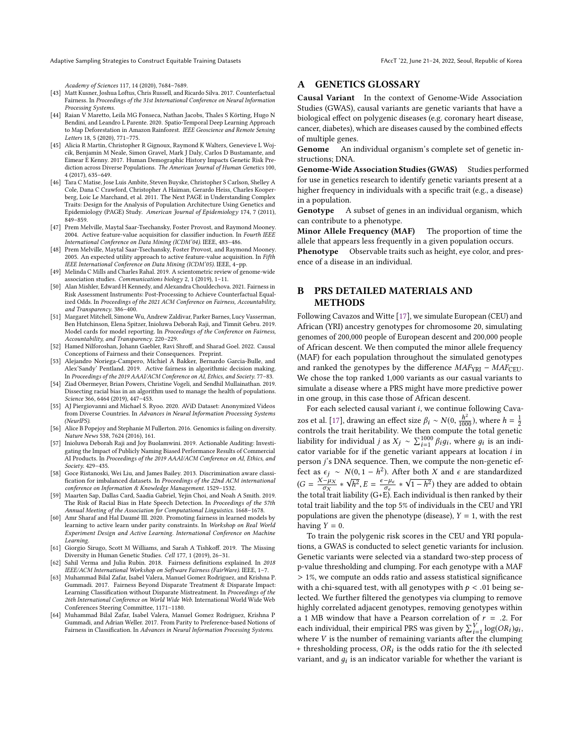Academy of Sciences 117, 14 (2020), 7684–7689.

[43] Matt Kusner, Joshua Loftus, Chris Russell, and Ricardo Silva. 2017. Counterfactual Fairness. In *Proceedings of the 31st International Conference on Neural Information Processing Systems*.

[44] Raian V Maretto, Leila MG Fonseca, Nathan Jacobs, Thales S Körting, Hugo N Bendini, and Leandro L Parente. 2020. Spatio-Temporal Deep Learning Approach to Map Deforestation in Amazon Rainforest. *IEEE Geoscience and Remote Sensing Letters* 18, 5 (2020), 771–775.

[45] Alicia R Martin, Christopher R Gignoux, Raymond K Walters, Genevieve L Wojcik, Benjamin M Neale, Simon Gravel, Mark J Daly, Carlos D Bustamante, and Eimear E Kenny. 2017. Human Demographic History Impacts Genetic Risk Prediction across Diverse Populations. *The American Journal of Human Genetics* 100, 4 (2017), 635–649.

[46] Tara C Matise, Jose Luis Ambite, Steven Buyske, Christopher S Carlson, Shelley A Cole, Dana C Crawford, Christopher A Haiman, Gerardo Heiss, Charles Kooperberg, Loic Le Marchand, et al. 2011. The Next PAGE in Understanding Complex Traits: Design for the Analysis of Population Architecture Using Genetics and Epidemiology (PAGE) Study. *American Journal of Epidemiology* 174, 7 (2011), 849–859.

[47] Prem Melville, Maytal Saar-Tsechansky, Foster Provost, and Raymond Mooney. 2004. Active feature-value acquisition for classifier induction. In *Fourth IEEE International Conference on Data Mining (ICDM'04)*. IEEE, 483–486.

[48] Prem Melville, Maytal Saar-Tsechansky, Foster Provost, and Raymond Mooney. 2005. An expected utility approach to active feature-value acquisition. In *Fifth IEEE International Conference on Data Mining (ICDM'05)*. IEEE, 4–pp.

[49] Melinda C Mills and Charles Rahal. 2019. A scientometric review of genome-wide association studies. *Communications biology* 2, 1 (2019), 1–11.

[50] Alan Mishler, Edward H Kennedy, and Alexandra Chouldechova. 2021. Fairness in Risk Assessment Instruments: Post-Processing to Achieve Counterfactual Equalized Odds. In *Proceedings of the 2021 ACM Conference on Fairness, Accountability, and Transparency*. 386–400.

[51] Margaret Mitchell, Simone Wu, Andrew Zaldivar, Parker Barnes, Lucy Vasserman, Ben Hutchinson, Elena Spitzer, Inioluwa Deborah Raji, and Timnit Gebru. 2019. Model cards for model reporting. In *Proceedings of the Conference on Fairness, Accountability, and Transparency*. 220–229.

[52] Hamed Nilforoshan, Johann Gaebler, Ravi Shroff, and Sharad Goel. 2022. Causal Conceptions of Fairness and their Consequences. Preprint.

[53] Alejandro Noriega-Campero, Michiel A Bakker, Bernardo Garcia-Bulle, and Alex'Sandy' Pentland. 2019. Active fairness in algorithmic decision making. In *Proceedings of the 2019 AAAI/ACM Conference on AI, Ethics, and Society*. 77–83.

[54] Ziad Obermeyer, Brian Powers, Christine Vogeli, and Sendhil Mullainathan. 2019. Dissecting racial bias in an algorithm used to manage the health of populations. *Science* 366, 6464 (2019), 447–453.

[55] AJ Piergiovanni and Michael S. Ryoo. 2020. AViD Dataset: Anonymized Videos from Diverse Countries. In *Advances in Neural Information Processing Systems (NeurIPS)*.

[56] Alice B Popejoy and Stephanie M Fullerton. 2016. Genomics is failing on diversity. *Nature News* 538, 7624 (2016), 161.

[57] Inioluwa Deborah Raji and Joy Buolamwini. 2019. Actionable Auditing: Investigating the Impact of Publicly Naming Biased Performance Results of Commercial AI Products. In *Proceedings of the 2019 AAAI/ACM Conference on AI, Ethics, and Society*. 429–435.

[58] Goce Ristanoski, Wei Liu, and James Bailey. 2013. Discrimination aware classification for imbalanced datasets. In *Proceedings of the 22nd ACM international conference on Information & Knowledge Management*. 1529–1532.

[59] Maarten Sap, Dallas Card, Saadia Gabriel, Yejin Choi, and Noah A Smith. 2019. The Risk of Racial Bias in Hate Speech Detection. In *Proceedings of the 57th Annual Meeting of the Association for Computational Linguistics*. 1668–1678.

[60] Amr Sharaf and Hal Daumé III. 2020. Promoting fairness in learned models by learning to active learn under parity constraints. In *Workshop on Real World Experiment Design and Active Learning. International Conference on Machine Learning*.

[61] Giorgio Sirugo, Scott M Williams, and Sarah A Tishkoff. 2019. The Missing Diversity in Human Genetic Studies. *Cell* 177, 1 (2019), 26–31.

[62] Sahil Verma and Julia Rubin. 2018. Fairness definitions explained. In *2018 IEEE/ACM International Workshop on Software Fairness (FairWare)*. IEEE, 1–7.

[63] Muhammad Bilal Zafar, Isabel Valera, Manuel Gomez Rodriguez, and Krishna P. Gummadi. 2017. Fairness Beyond Disparate Treatment & Disparate Impact: Learning Classification without Disparate Mistreatment. In *Proceedings of the 26th International Conference on World Wide Web*. International World Wide Web Conferences Steering Committee, 1171–1180.

[64] Muhammad Bilal Zafar, Isabel Valera, Manuel Gomez Rodriguez, Krishna P Gummadi, and Adrian Weller. 2017. From Parity to Preference-based Notions of Fairness in Classification. In *Advances in Neural Information Processing Systems*.

# A GENETICS GLOSSARY

**Causal Variant** In the context of Genome-Wide Association Studies (GWAS), causal variants are genetic variants that have a biological effect on polygenic diseases (e.g. coronary heart disease, cancer, diabetes), which are diseases caused by the combined effects of multiple genes.

**Genome** An individual organism's complete set of genetic instructions; DNA.

**Genome-Wide Association Studies (GWAS)** Studies performed for use in genetics research to identify genetic variants present at a higher frequency in individuals with a specific trait (e.g., a disease) in a population.

**Genotype** A subset of genes in an individual organism, which can contribute to a phenotype.

**Minor Allele Frequency (MAF)** The proportion of time the allele that appears less frequently in a given population occurs.

**Phenotype** Observable traits such as height, eye color, and presence of a disease in an individual.

# B PRS DETAILED MATERIALS AND METHODS

Following Cavazos and Witte [17], we simulate European (CEU) and African (YRI) ancestry genotypes for chromosome 20, simulating genomes of 200,000 people of European descent and 200,000 people of African descent. We then computed the minor allele frequency (MAF) for each population throughout the simulated genotypes and ranked the genotypes by the difference $MAF_{\text{YRI}} - MAF_{\text{CEU}}$. We chose the top ranked 1,000 variants as our casual variants to simulate a disease where a PRS might have more predictive power in one group, in this case those of African descent.

For each selected causal variant $i$, we continue following Cavazos et al. [17], drawing an effect size $\beta_i \sim N(0, \frac{h^2}{1000})$, where $h = \frac{1}{2}$ controls the trait heritability. We then compute the total genetic liability for individual $j$ as $X_j \sim \sum_{i=1}^{1000} \beta_i g_i$, where $g_i$ is an indicator variable for if the genetic variant appears at location $i$ in person $j$'s DNA sequence. Then, we compute the non-genetic effect as $\epsilon_j \sim N(0, 1-h^2)$. After both $X$ and $\epsilon$ are standardized ($G = \frac{X-\mu_X}{\sigma_X} * \sqrt{h^2}, E = \frac{\epsilon-\mu_\epsilon}{\sigma_\epsilon} * \sqrt{1-h^2}$) they are added to obtain the total trait liability (G+E). Each individual is then ranked by their total trait liability and the top 5% of individuals in the CEU and YRI populations are given the phenotype (disease), $Y = 1$, with the rest having $Y = 0$.

To train the polygenic risk scores in the CEU and YRI populations, a GWAS is conducted to select genetic variants for inclusion. Genetic variants were selected via a standard two-step process of p-value thresholding and clumping. For each genotype with a MAF > 1%, we compute an odds ratio and assess statistical significance with a chi-squared test, with all genotypes with $p < .01$ being selected. We further filtered the genotypes via clumping to remove highly correlated adjacent genotypes, removing genotypes within a 1 MB window that have a Pearson correlation of $r = .2$. For each individual, their empirical PRS was given by $\sum_{i=1}^{V} \log(OR_i) g_i$, where $V$ is the number of remaining variants after the clumping + thresholding process, $OR_i$ is the odds ratio for the $i$th selected variant, and $g_i$ is an indicator variable for whether the variant is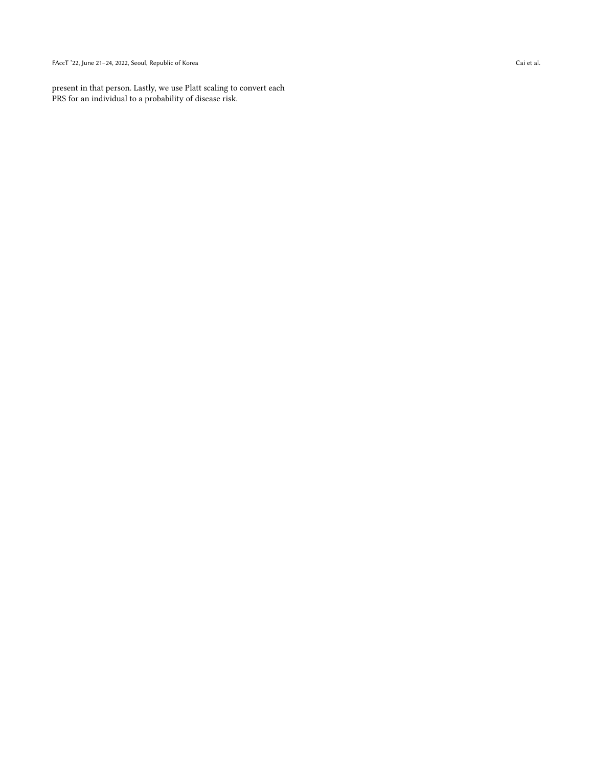present in that person. Lastly, we use Platt scaling to convert each PRS for an individual to a probability of disease risk.